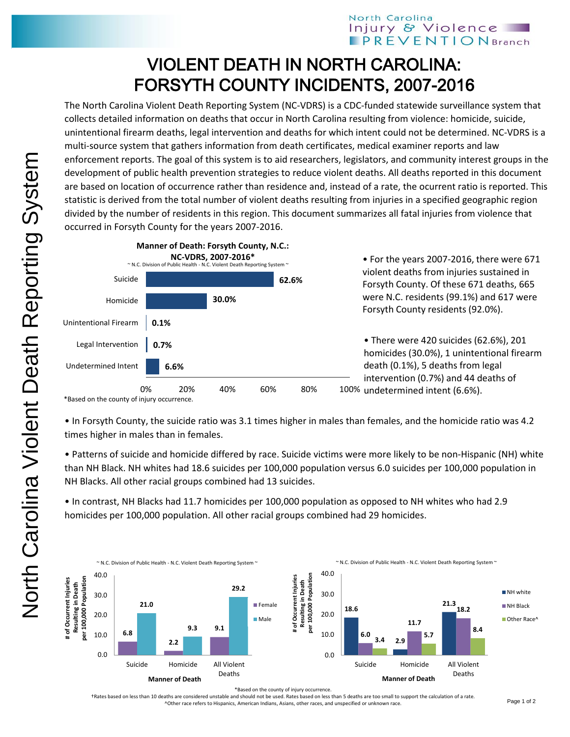# VIOLENT DEATH IN NORTH CAROLINA: FORSYTH COUNTY INCIDENTS, 2007-2016

The North Carolina Violent Death Reporting System (NC-VDRS) is a CDC-funded statewide surveillance system that collects detailed information on deaths that occur in North Carolina resulting from violence: homicide, suicide, unintentional firearm deaths, legal intervention and deaths for which intent could not be determined. NC-VDRS is a multi-source system that gathers information from death certificates, medical examiner reports and law enforcement reports. The goal of this system is to aid researchers, legislators, and community interest groups in the development of public health prevention strategies to reduce violent deaths. All deaths reported in this document are based on location of occurrence rather than residence and, instead of a rate, the ocurrent ratio is reported. This statistic is derived from the total number of violent deaths resulting from injuries in a specified geographic region divided by the number of residents in this region. This document summarizes all fatal injuries from violence that occurred in Forsyth County for the years 2007-2016.

**Manner of Death: Forsyth County, N.C.: NC-VDRS, 2007-2016***

~ N.C. Division of Public Health - N.C. Violent Death Reporting System ~

| Manner of Death | Percent |
|---|---|
| Suicide | 62.6% |
| Homicide | 30.0% |
| Unintentional Firearm | 0.1% |
| Legal Intervention | 0.7% |
| Undetermined Intent | 6.6% |

*Based on the county of injury occurrence.

- For the years 2007-2016, there were 671 violent deaths from injuries sustained in Forsyth County. Of these 671 deaths, 665 were N.C. residents (99.1%) and 617 were Forsyth County residents (92.0%).

- There were 420 suicides (62.6%), 201 homicides (30.0%), 1 unintentional firearm death (0.1%), 5 deaths from legal intervention (0.7%) and 44 deaths of undetermined intent (6.6%).

- In Forsyth County, the suicide ratio was 3.1 times higher in males than females, and the homicide ratio was 4.2 times higher in males than in females.

- Patterns of suicide and homicide differed by race. Suicide victims were more likely to be non-Hispanic (NH) white than NH Black. NH whites had 18.6 suicides per 100,000 population versus 6.0 suicides per 100,000 population in NH Blacks. All other racial groups combined had 13 suicides.

- In contrast, NH Blacks had 11.7 homicides per 100,000 population as opposed to NH whites who had 2.9 homicides per 100,000 population. All other racial groups combined had 29 homicides.

~ N.C. Division of Public Health - N.C. Violent Death Reporting System ~

# of Occurrent Injuries Resulting in Death per 100,000 Population, by Sex

| Manner of Death | Female | Male |
|---|---|---|
| Suicide | 6.8 | 21.0 |
| Homicide | 2.2 | 9.3 |
| All Violent Deaths | 9.1 | 29.2 |

~ N.C. Division of Public Health - N.C. Violent Death Reporting System ~

# of Occurrent Injuries Resulting in Death per 100,000 Population, by Race

| Manner of Death | NH white | NH Black | Other Race^ |
|---|---|---|---|
| Suicide | 18.6 | 6.0 | 3.4 |
| Homicide | 2.9 | 11.7 | 5.7 |
| All Violent Deaths | 21.3 | 18.2 | 8.4 |

*Based on the county of injury occurrence.

†Rates based on less than 10 deaths are considered unstable and should not be used. Rates based on less than 5 deaths are too small to support the calculation of a rate.

^Other race refers to Hispanics, American Indians, Asians, other races, and unspecified or unknown race.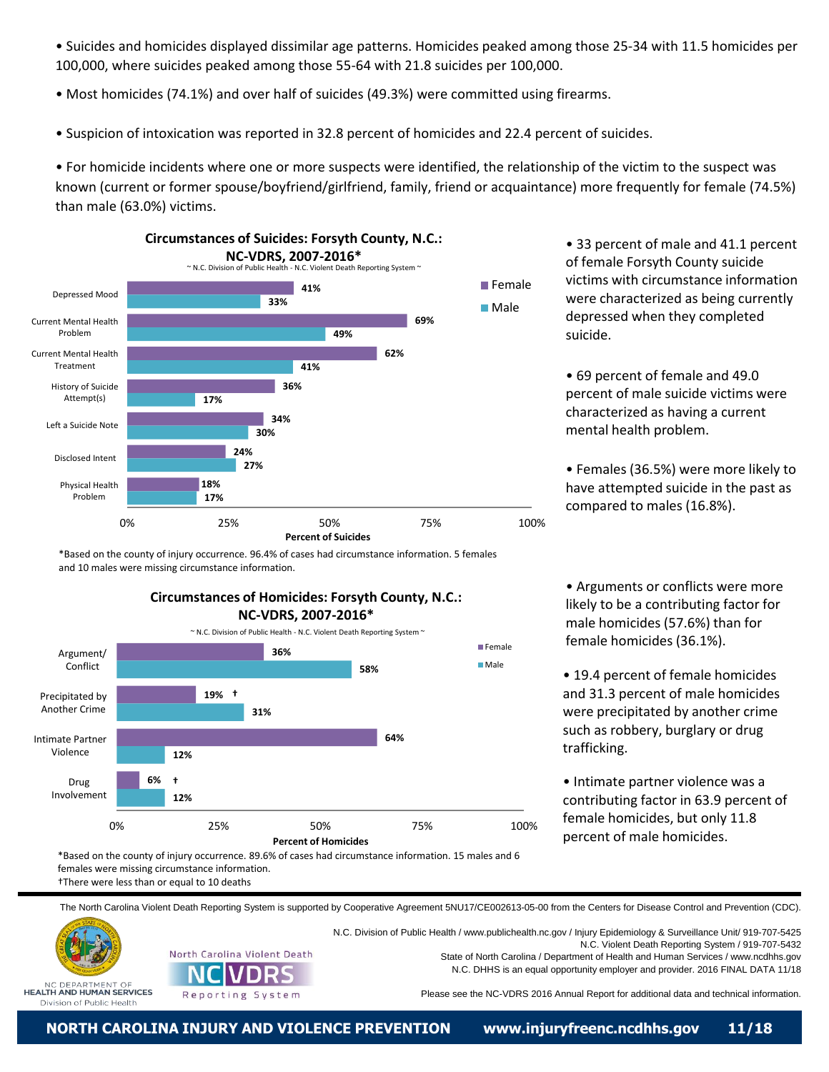• Suicides and homicides displayed dissimilar age patterns. Homicides peaked among those 25-34 with 11.5 homicides per 100,000, where suicides peaked among those 55-64 with 21.8 suicides per 100,000.

• Most homicides (74.1%) and over half of suicides (49.3%) were committed using firearms.

• Suspicion of intoxication was reported in 32.8 percent of homicides and 22.4 percent of suicides.

• For homicide incidents where one or more suspects were identified, the relationship of the victim to the suspect was known (current or former spouse/boyfriend/girlfriend, family, friend or acquaintance) more frequently for female (74.5%) than male (63.0%) victims.

**Circumstances of Suicides: Forsyth County, N.C.: NC-VDRS, 2007-2016***

~ N.C. Division of Public Health - N.C. Violent Death Reporting System ~

Female
Male

Depressed Mood: 41%, 33%
Current Mental Health Problem: 69%, 49%
Current Mental Health Treatment: 62%, 41%
History of Suicide Attempt(s): 36%, 17%
Left a Suicide Note: 34%, 30%
Disclosed Intent: 24%, 27%
Physical Health Problem: 18%, 17%

0% 25% 50% 75% 100%

Percent of Suicides

*Based on the county of injury occurrence. 96.4% of cases had circumstance information. 5 females and 10 males were missing circumstance information.

• 33 percent of male and 41.1 percent of female Forsyth County suicide victims with circumstance information were characterized as being currently depressed when they completed suicide.

• 69 percent of female and 49.0 percent of male suicide victims were characterized as having a current mental health problem.

• Females (36.5%) were more likely to have attempted suicide in the past as compared to males (16.8%).

**Circumstances of Homicides: Forsyth County, N.C.: NC-VDRS, 2007-2016***

~ N.C. Division of Public Health - N.C. Violent Death Reporting System ~

Female
Male

Argument/ Conflict: 36%, 58%
Precipitated by Another Crime: 19% †, 31%
Intimate Partner Violence: 64%, 12%
Drug Involvement: 6% †, 12%

0% 25% 50% 75% 100%

Percent of Homicides

*Based on the county of injury occurrence. 89.6% of cases had circumstance information. 15 males and 6 females were missing circumstance information.
†There were less than or equal to 10 deaths

• Arguments or conflicts were more likely to be a contributing factor for male homicides (57.6%) than for female homicides (36.1%).

• 19.4 percent of female homicides and 31.3 percent of male homicides were precipitated by another crime such as robbery, burglary or drug trafficking.

• Intimate partner violence was a contributing factor in 63.9 percent of female homicides, but only 11.8 percent of male homicides.

---

The North Carolina Violent Death Reporting System is supported by Cooperative Agreement 5NU17/CE002613-05-00 from the Centers for Disease Control and Prevention (CDC).

NC DEPARTMENT OF HEALTH AND HUMAN SERVICES
Division of Public Health

North Carolina Violent Death NC VDRS Reporting System

N.C. Division of Public Health / www.publichealth.nc.gov / Injury Epidemiology & Surveillance Unit/ 919-707-5425
N.C. Violent Death Reporting System / 919-707-5432
State of North Carolina / Department of Health and Human Services / www.ncdhhs.gov
N.C. DHHS is an equal opportunity employer and provider. 2016 FINAL DATA 11/18

Please see the NC-VDRS 2016 Annual Report for additional data and technical information.

**NORTH CAROLINA INJURY AND VIOLENCE PREVENTION www.injuryfreenc.ncdhhs.gov 11/18**